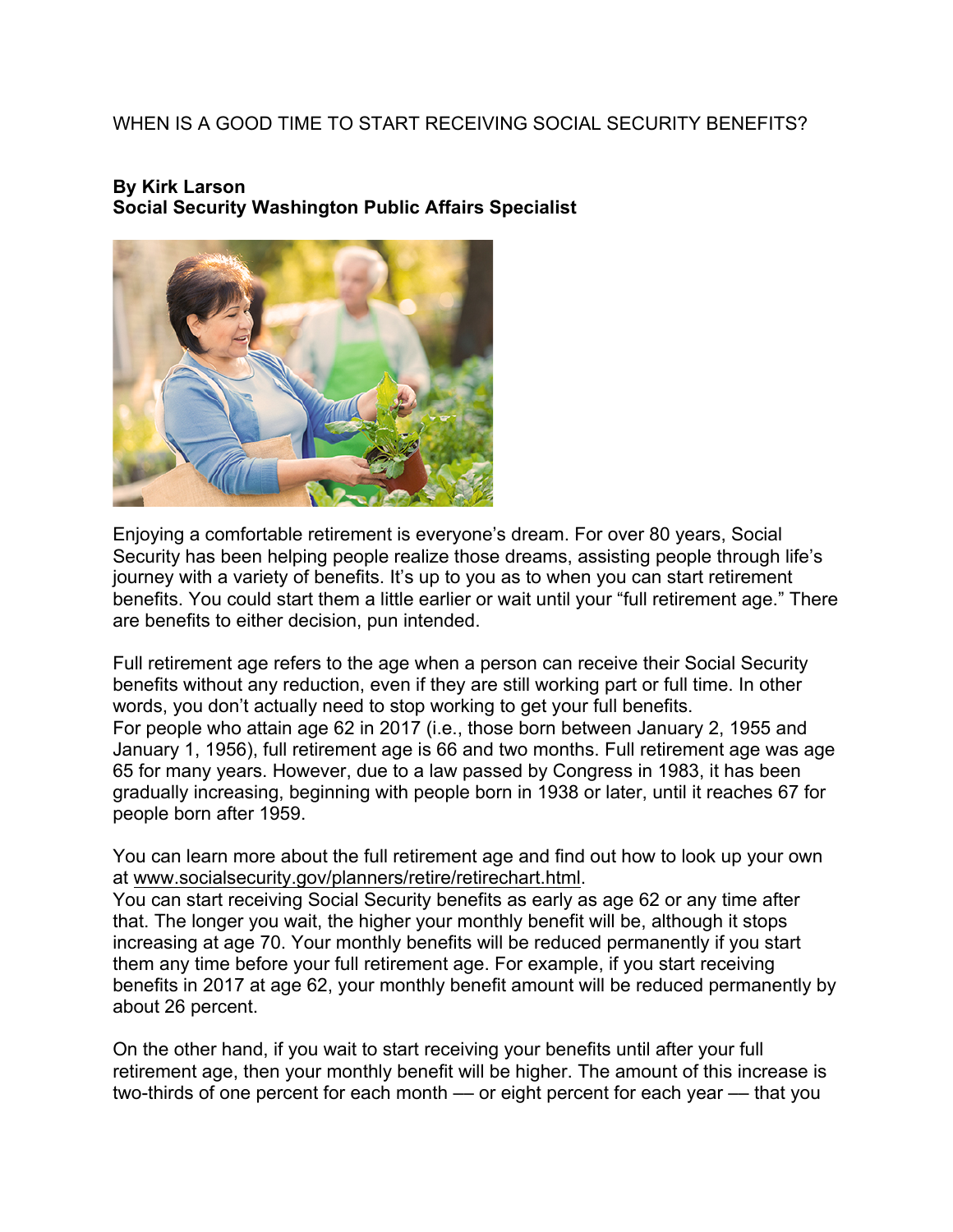# WHEN IS A GOOD TIME TO START RECEIVING SOCIAL SECURITY BENEFITS?

**By Kirk Larson**
**Social Security Washington Public Affairs Specialist**

Enjoying a comfortable retirement is everyone's dream. For over 80 years, Social Security has been helping people realize those dreams, assisting people through life's journey with a variety of benefits. It's up to you as to when you can start retirement benefits. You could start them a little earlier or wait until your "full retirement age." There are benefits to either decision, pun intended.

Full retirement age refers to the age when a person can receive their Social Security benefits without any reduction, even if they are still working part or full time. In other words, you don't actually need to stop working to get your full benefits.
For people who attain age 62 in 2017 (i.e., those born between January 2, 1955 and January 1, 1956), full retirement age is 66 and two months. Full retirement age was age 65 for many years. However, due to a law passed by Congress in 1983, it has been gradually increasing, beginning with people born in 1938 or later, until it reaches 67 for people born after 1959.

You can learn more about the full retirement age and find out how to look up your own at www.socialsecurity.gov/planners/retire/retirechart.html.
You can start receiving Social Security benefits as early as age 62 or any time after that. The longer you wait, the higher your monthly benefit will be, although it stops increasing at age 70. Your monthly benefits will be reduced permanently if you start them any time before your full retirement age. For example, if you start receiving benefits in 2017 at age 62, your monthly benefit amount will be reduced permanently by about 26 percent.

On the other hand, if you wait to start receiving your benefits until after your full retirement age, then your monthly benefit will be higher. The amount of this increase is two-thirds of one percent for each month — or eight percent for each year — that you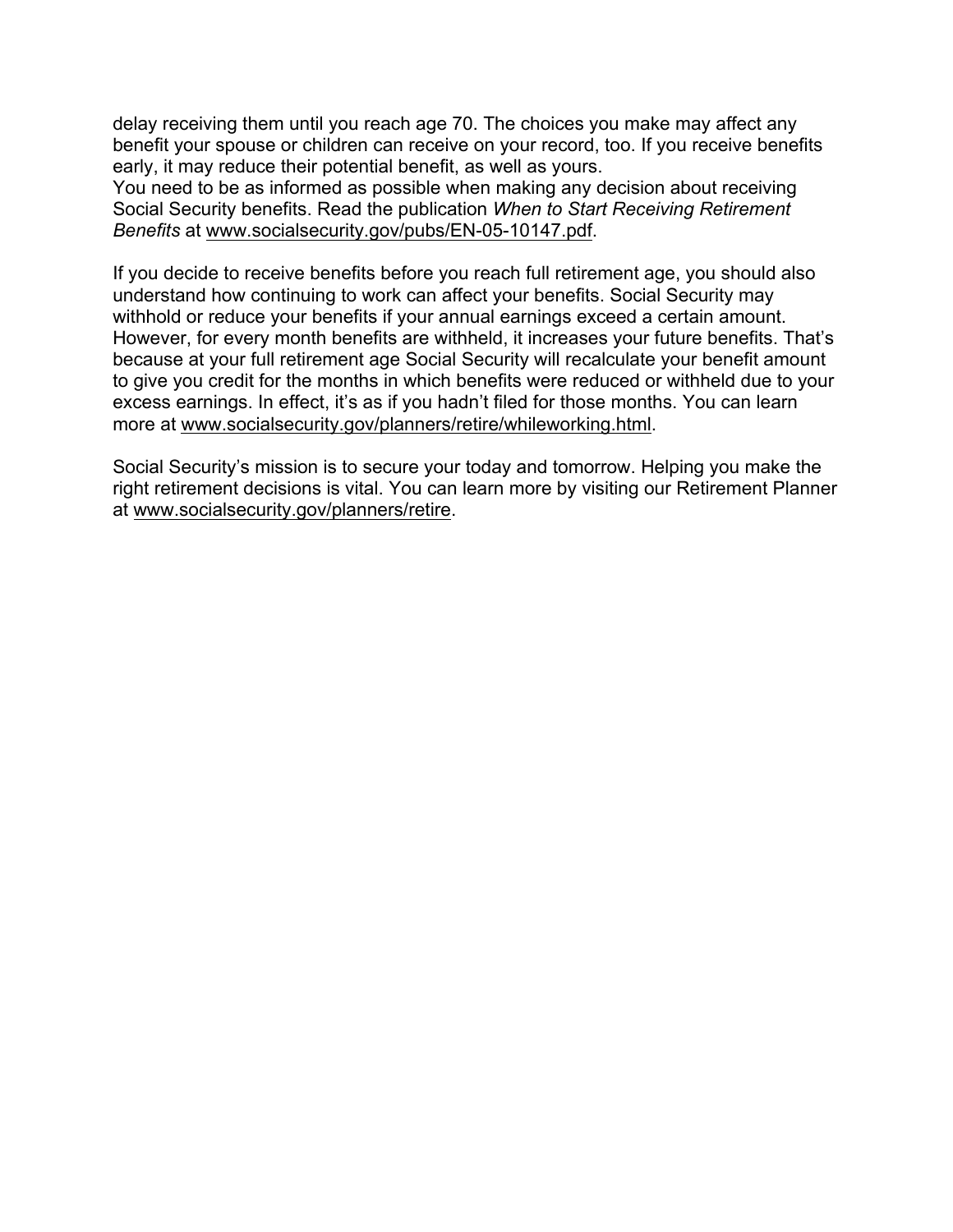delay receiving them until you reach age 70. The choices you make may affect any benefit your spouse or children can receive on your record, too. If you receive benefits early, it may reduce their potential benefit, as well as yours.
You need to be as informed as possible when making any decision about receiving Social Security benefits. Read the publication *When to Start Receiving Retirement Benefits* at www.socialsecurity.gov/pubs/EN-05-10147.pdf.

If you decide to receive benefits before you reach full retirement age, you should also understand how continuing to work can affect your benefits. Social Security may withhold or reduce your benefits if your annual earnings exceed a certain amount. However, for every month benefits are withheld, it increases your future benefits. That's because at your full retirement age Social Security will recalculate your benefit amount to give you credit for the months in which benefits were reduced or withheld due to your excess earnings. In effect, it's as if you hadn't filed for those months. You can learn more at www.socialsecurity.gov/planners/retire/whileworking.html.

Social Security's mission is to secure your today and tomorrow. Helping you make the right retirement decisions is vital. You can learn more by visiting our Retirement Planner at www.socialsecurity.gov/planners/retire.